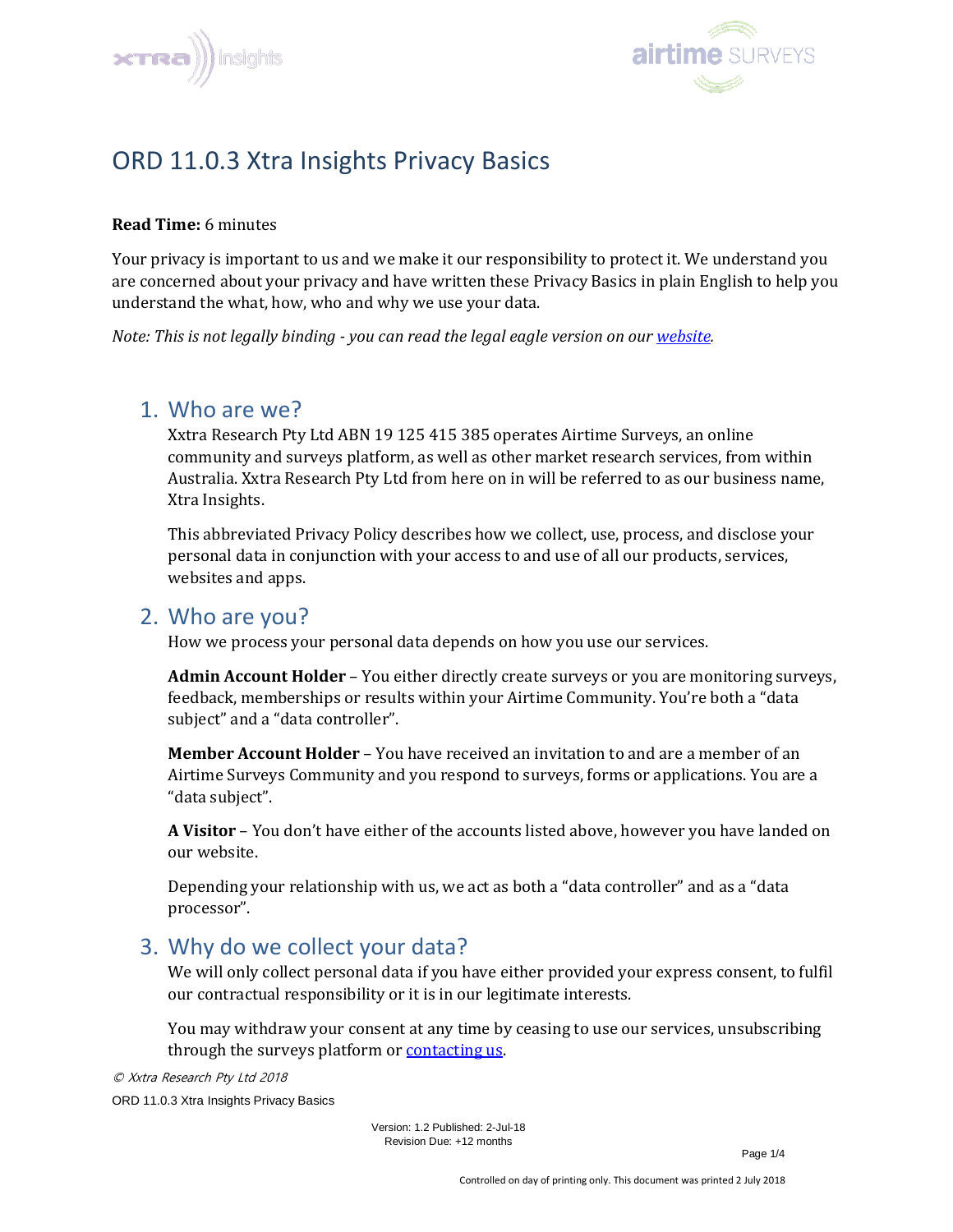# ORD 11.0.3 Xtra Insights Privacy Basics

**Read Time:** 6 minutes

Your privacy is important to us and we make it our responsibility to protect it. We understand you are concerned about your privacy and have written these Privacy Basics in plain English to help you understand the what, how, who and why we use your data.

*Note: This is not legally binding - you can read the legal eagle version on our [website](#).*

## 1. Who are we?

Xxtra Research Pty Ltd ABN 19 125 415 385 operates Airtime Surveys, an online community and surveys platform, as well as other market research services, from within Australia. Xxtra Research Pty Ltd from here on in will be referred to as our business name, Xtra Insights.

This abbreviated Privacy Policy describes how we collect, use, process, and disclose your personal data in conjunction with your access to and use of all our products, services, websites and apps.

## 2. Who are you?

How we process your personal data depends on how you use our services.

**Admin Account Holder** – You either directly create surveys or you are monitoring surveys, feedback, memberships or results within your Airtime Community. You're both a "data subject" and a "data controller".

**Member Account Holder** – You have received an invitation to and are a member of an Airtime Surveys Community and you respond to surveys, forms or applications. You are a "data subject".

**A Visitor** – You don't have either of the accounts listed above, however you have landed on our website.

Depending your relationship with us, we act as both a "data controller" and as a "data processor".

## 3. Why do we collect your data?

We will only collect personal data if you have either provided your express consent, to fulfil our contractual responsibility or it is in our legitimate interests.

You may withdraw your consent at any time by ceasing to use our services, unsubscribing through the surveys platform or [contacting us](#).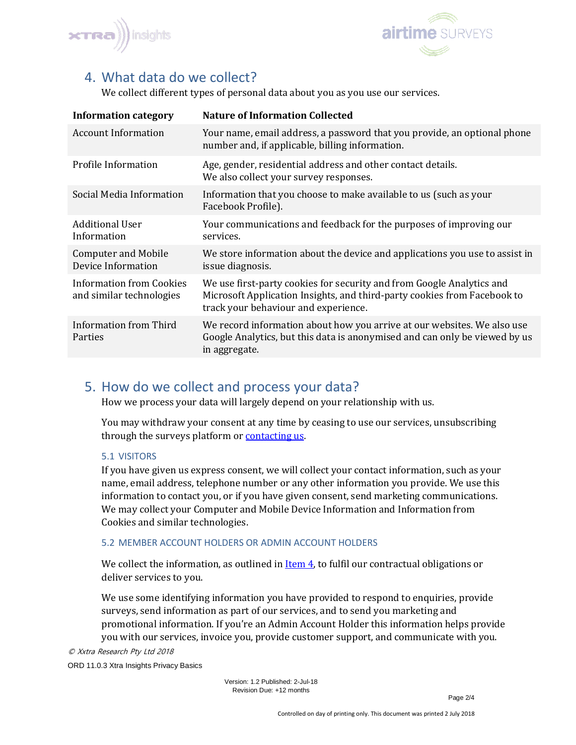## 4. What data do we collect?

We collect different types of personal data about you as you use our services.

| Information category | Nature of Information Collected |
|---|---|
| Account Information | Your name, email address, a password that you provide, an optional phone number and, if applicable, billing information. |
| Profile Information | Age, gender, residential address and other contact details. We also collect your survey responses. |
| Social Media Information | Information that you choose to make available to us (such as your Facebook Profile). |
| Additional User Information | Your communications and feedback for the purposes of improving our services. |
| Computer and Mobile Device Information | We store information about the device and applications you use to assist in issue diagnosis. |
| Information from Cookies and similar technologies | We use first-party cookies for security and from Google Analytics and Microsoft Application Insights, and third-party cookies from Facebook to track your behaviour and experience. |
| Information from Third Parties | We record information about how you arrive at our websites. We also use Google Analytics, but this data is anonymised and can only be viewed by us in aggregate. |

## 5. How do we collect and process your data?

How we process your data will largely depend on your relationship with us.

You may withdraw your consent at any time by ceasing to use our services, unsubscribing through the surveys platform or contacting us.

### 5.1 VISITORS

If you have given us express consent, we will collect your contact information, such as your name, email address, telephone number or any other information you provide. We use this information to contact you, or if you have given consent, send marketing communications. We may collect your Computer and Mobile Device Information and Information from Cookies and similar technologies.

### 5.2 MEMBER ACCOUNT HOLDERS OR ADMIN ACCOUNT HOLDERS

We collect the information, as outlined in Item 4, to fulfil our contractual obligations or deliver services to you.

We use some identifying information you have provided to respond to enquiries, provide surveys, send information as part of our services, and to send you marketing and promotional information. If you're an Admin Account Holder this information helps provide you with our services, invoice you, provide customer support, and communicate with you.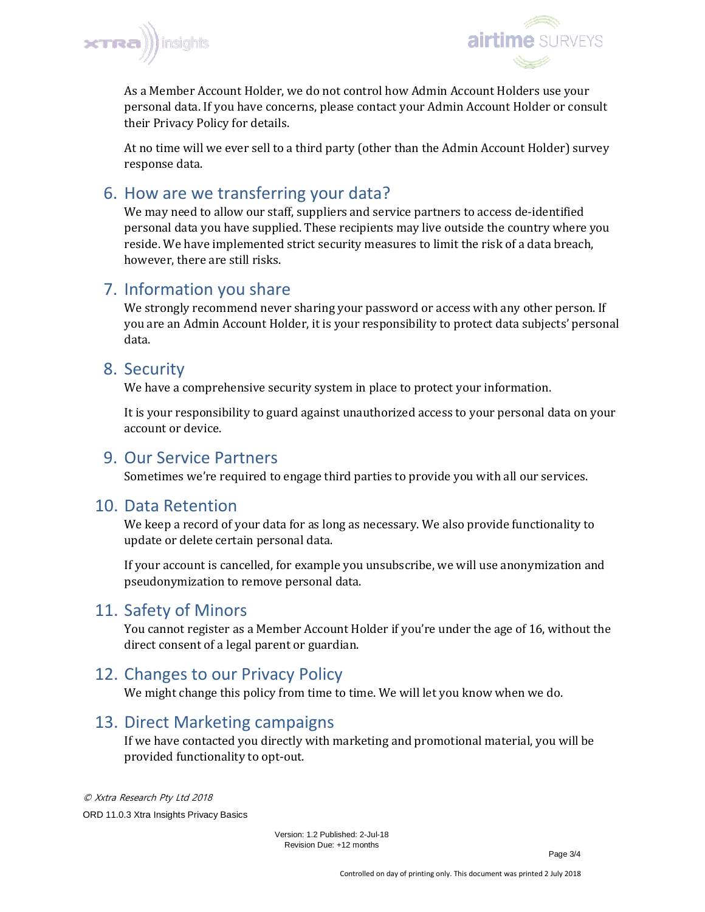As a Member Account Holder, we do not control how Admin Account Holders use your personal data. If you have concerns, please contact your Admin Account Holder or consult their Privacy Policy for details.

At no time will we ever sell to a third party (other than the Admin Account Holder) survey response data.

## 6. How are we transferring your data?

We may need to allow our staff, suppliers and service partners to access de-identified personal data you have supplied. These recipients may live outside the country where you reside. We have implemented strict security measures to limit the risk of a data breach, however, there are still risks.

## 7. Information you share

We strongly recommend never sharing your password or access with any other person. If you are an Admin Account Holder, it is your responsibility to protect data subjects' personal data.

## 8. Security

We have a comprehensive security system in place to protect your information.

It is your responsibility to guard against unauthorized access to your personal data on your account or device.

## 9. Our Service Partners

Sometimes we're required to engage third parties to provide you with all our services.

## 10. Data Retention

We keep a record of your data for as long as necessary. We also provide functionality to update or delete certain personal data.

If your account is cancelled, for example you unsubscribe, we will use anonymization and pseudonymization to remove personal data.

## 11. Safety of Minors

You cannot register as a Member Account Holder if you're under the age of 16, without the direct consent of a legal parent or guardian.

## 12. Changes to our Privacy Policy

We might change this policy from time to time. We will let you know when we do.

## 13. Direct Marketing campaigns

If we have contacted you directly with marketing and promotional material, you will be provided functionality to opt-out.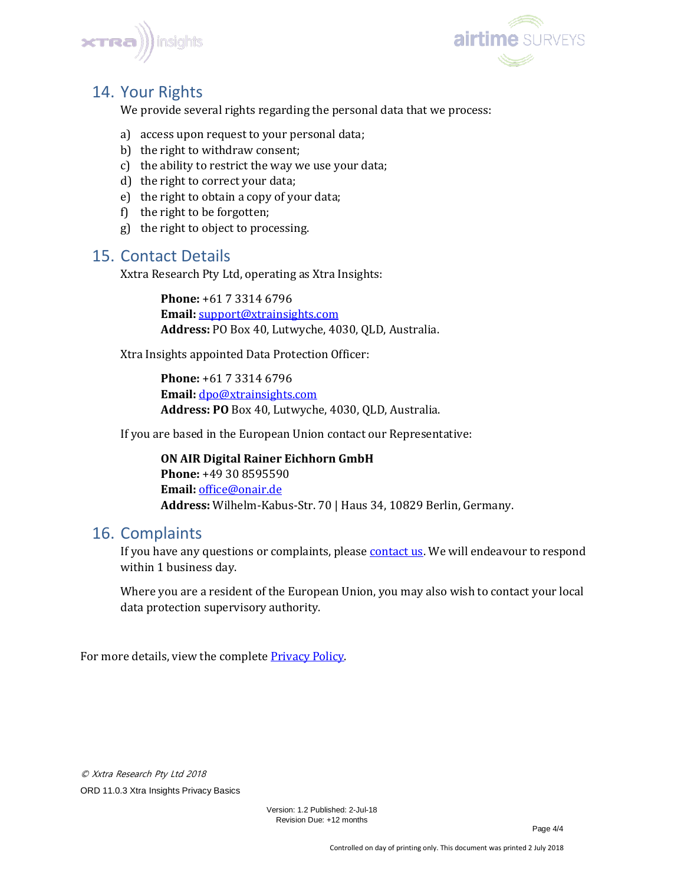## 14. Your Rights

We provide several rights regarding the personal data that we process:

a) access upon request to your personal data;
b) the right to withdraw consent;
c) the ability to restrict the way we use your data;
d) the right to correct your data;
e) the right to obtain a copy of your data;
f) the right to be forgotten;
g) the right to object to processing.

## 15. Contact Details

Xxtra Research Pty Ltd, operating as Xtra Insights:

**Phone:** +61 7 3314 6796
**Email:** support@xtrainsights.com
**Address:** PO Box 40, Lutwyche, 4030, QLD, Australia.

Xtra Insights appointed Data Protection Officer:

**Phone:** +61 7 3314 6796
**Email:** dpo@xtrainsights.com
**Address: PO** Box 40, Lutwyche, 4030, QLD, Australia.

If you are based in the European Union contact our Representative:

**ON AIR Digital Rainer Eichhorn GmbH**
**Phone:** +49 30 8595590
**Email:** office@onair.de
**Address:** Wilhelm-Kabus-Str. 70 | Haus 34, 10829 Berlin, Germany.

## 16. Complaints

If you have any questions or complaints, please contact us. We will endeavour to respond within 1 business day.

Where you are a resident of the European Union, you may also wish to contact your local data protection supervisory authority.

For more details, view the complete Privacy Policy.

*© Xxtra Research Pty Ltd 2018*

ORD 11.0.3 Xtra Insights Privacy Basics

Version: 1.2 Published: 2-Jul-18
Revision Due: +12 months

Controlled on day of printing only. This document was printed 2 July 2018